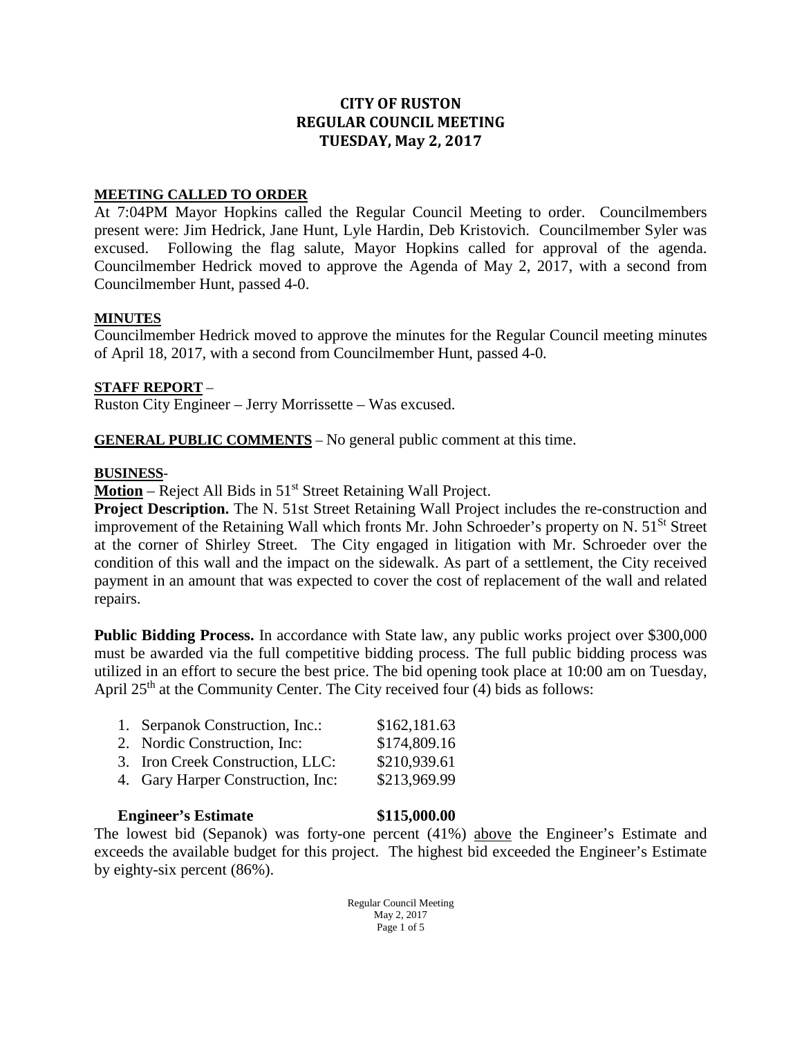# CITY OF RUSTON
## REGULAR COUNCIL MEETING
## TUESDAY, May 2, 2017

**MEETING CALLED TO ORDER**

At 7:04PM Mayor Hopkins called the Regular Council Meeting to order. Councilmembers present were: Jim Hedrick, Jane Hunt, Lyle Hardin, Deb Kristovich. Councilmember Syler was excused. Following the flag salute, Mayor Hopkins called for approval of the agenda. Councilmember Hedrick moved to approve the Agenda of May 2, 2017, with a second from Councilmember Hunt, passed 4-0.

**MINUTES**

Councilmember Hedrick moved to approve the minutes for the Regular Council meeting minutes of April 18, 2017, with a second from Councilmember Hunt, passed 4-0.

**STAFF REPORT** –

Ruston City Engineer – Jerry Morrissette – Was excused.

**GENERAL PUBLIC COMMENTS** – No general public comment at this time.

**BUSINESS**-

**Motion** – Reject All Bids in 51st Street Retaining Wall Project.

**Project Description.** The N. 51st Street Retaining Wall Project includes the re-construction and improvement of the Retaining Wall which fronts Mr. John Schroeder's property on N. 51St Street at the corner of Shirley Street. The City engaged in litigation with Mr. Schroeder over the condition of this wall and the impact on the sidewalk. As part of a settlement, the City received payment in an amount that was expected to cover the cost of replacement of the wall and related repairs.

**Public Bidding Process.** In accordance with State law, any public works project over $300,000 must be awarded via the full competitive bidding process. The full public bidding process was utilized in an effort to secure the best price. The bid opening took place at 10:00 am on Tuesday, April 25th at the Community Center. The City received four (4) bids as follows:

1. Serpanok Construction, Inc.: $162,181.63
2. Nordic Construction, Inc: $174,809.16
3. Iron Creek Construction, LLC: $210,939.61
4. Gary Harper Construction, Inc: $213,969.99

**Engineer's Estimate** **$115,000.00**

The lowest bid (Sepanok) was forty-one percent (41%) above the Engineer's Estimate and exceeds the available budget for this project. The highest bid exceeded the Engineer's Estimate by eighty-six percent (86%).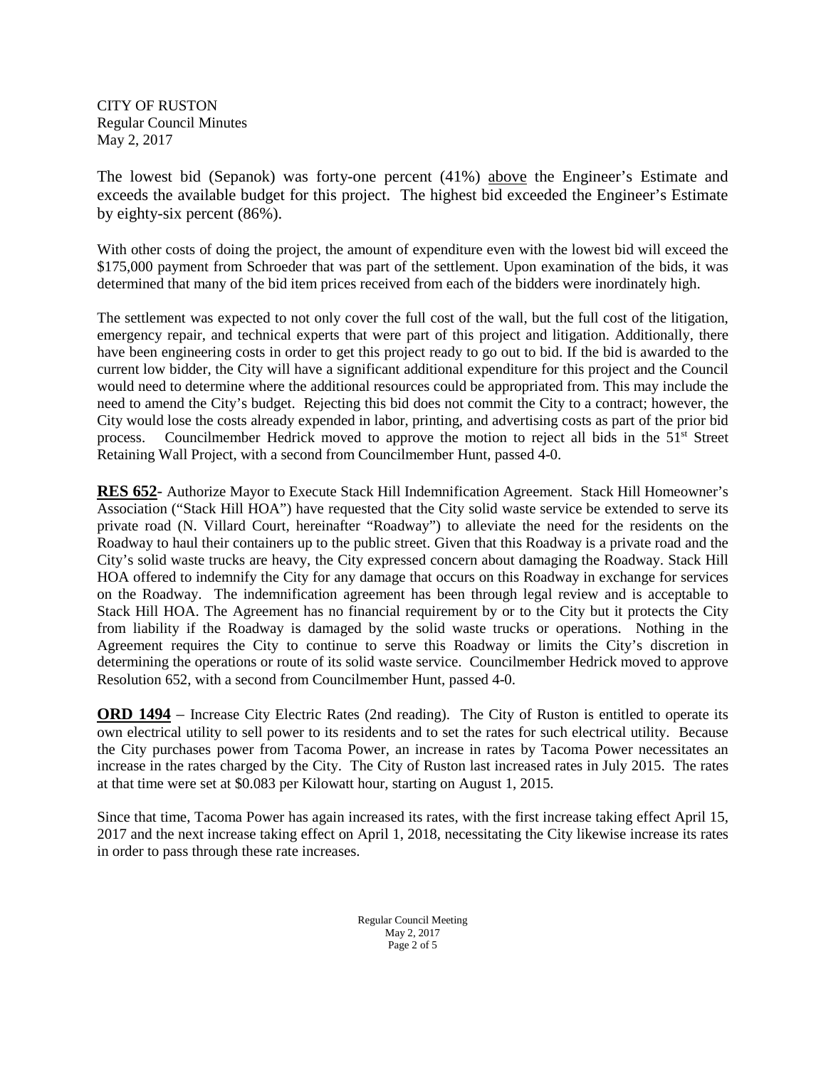CITY OF RUSTON
Regular Council Minutes
May 2, 2017

The lowest bid (Sepanok) was forty-one percent (41%) above the Engineer's Estimate and exceeds the available budget for this project. The highest bid exceeded the Engineer's Estimate by eighty-six percent (86%).

With other costs of doing the project, the amount of expenditure even with the lowest bid will exceed the $175,000 payment from Schroeder that was part of the settlement. Upon examination of the bids, it was determined that many of the bid item prices received from each of the bidders were inordinately high.

The settlement was expected to not only cover the full cost of the wall, but the full cost of the litigation, emergency repair, and technical experts that were part of this project and litigation. Additionally, there have been engineering costs in order to get this project ready to go out to bid. If the bid is awarded to the current low bidder, the City will have a significant additional expenditure for this project and the Council would need to determine where the additional resources could be appropriated from. This may include the need to amend the City's budget. Rejecting this bid does not commit the City to a contract; however, the City would lose the costs already expended in labor, printing, and advertising costs as part of the prior bid process. Councilmember Hedrick moved to approve the motion to reject all bids in the 51st Street Retaining Wall Project, with a second from Councilmember Hunt, passed 4-0.

**RES 652**- Authorize Mayor to Execute Stack Hill Indemnification Agreement. Stack Hill Homeowner's Association ("Stack Hill HOA") have requested that the City solid waste service be extended to serve its private road (N. Villard Court, hereinafter "Roadway") to alleviate the need for the residents on the Roadway to haul their containers up to the public street. Given that this Roadway is a private road and the City's solid waste trucks are heavy, the City expressed concern about damaging the Roadway. Stack Hill HOA offered to indemnify the City for any damage that occurs on this Roadway in exchange for services on the Roadway. The indemnification agreement has been through legal review and is acceptable to Stack Hill HOA. The Agreement has no financial requirement by or to the City but it protects the City from liability if the Roadway is damaged by the solid waste trucks or operations. Nothing in the Agreement requires the City to continue to serve this Roadway or limits the City's discretion in determining the operations or route of its solid waste service. Councilmember Hedrick moved to approve Resolution 652, with a second from Councilmember Hunt, passed 4-0.

**ORD 1494** – Increase City Electric Rates (2nd reading). The City of Ruston is entitled to operate its own electrical utility to sell power to its residents and to set the rates for such electrical utility. Because the City purchases power from Tacoma Power, an increase in rates by Tacoma Power necessitates an increase in the rates charged by the City. The City of Ruston last increased rates in July 2015. The rates at that time were set at $0.083 per Kilowatt hour, starting on August 1, 2015.

Since that time, Tacoma Power has again increased its rates, with the first increase taking effect April 15, 2017 and the next increase taking effect on April 1, 2018, necessitating the City likewise increase its rates in order to pass through these rate increases.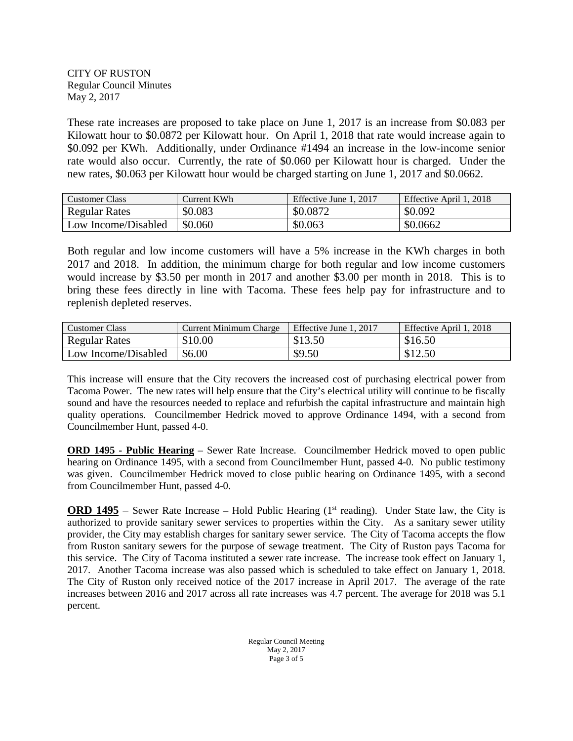These rate increases are proposed to take place on June 1, 2017 is an increase from $0.083 per Kilowatt hour to $0.0872 per Kilowatt hour. On April 1, 2018 that rate would increase again to $0.092 per KWh. Additionally, under Ordinance #1494 an increase in the low-income senior rate would also occur. Currently, the rate of $0.060 per Kilowatt hour is charged. Under the new rates, $0.063 per Kilowatt hour would be charged starting on June 1, 2017 and $0.0662.

| Customer Class | Current KWh | Effective June 1, 2017 | Effective April 1, 2018 |
|---|---|---|---|
| Regular Rates | $0.083 | $0.0872 | $0.092 |
| Low Income/Disabled | $0.060 | $0.063 | $0.0662 |

Both regular and low income customers will have a 5% increase in the KWh charges in both 2017 and 2018. In addition, the minimum charge for both regular and low income customers would increase by $3.50 per month in 2017 and another $3.00 per month in 2018. This is to bring these fees directly in line with Tacoma. These fees help pay for infrastructure and to replenish depleted reserves.

| Customer Class | Current Minimum Charge | Effective June 1, 2017 | Effective April 1, 2018 |
|---|---|---|---|
| Regular Rates | $10.00 | $13.50 | $16.50 |
| Low Income/Disabled | $6.00 | $9.50 | $12.50 |

This increase will ensure that the City recovers the increased cost of purchasing electrical power from Tacoma Power. The new rates will help ensure that the City's electrical utility will continue to be fiscally sound and have the resources needed to replace and refurbish the capital infrastructure and maintain high quality operations. Councilmember Hedrick moved to approve Ordinance 1494, with a second from Councilmember Hunt, passed 4-0.

**ORD 1495 - Public Hearing** – Sewer Rate Increase. Councilmember Hedrick moved to open public hearing on Ordinance 1495, with a second from Councilmember Hunt, passed 4-0. No public testimony was given. Councilmember Hedrick moved to close public hearing on Ordinance 1495, with a second from Councilmember Hunt, passed 4-0.

**ORD 1495** – Sewer Rate Increase – Hold Public Hearing (1st reading). Under State law, the City is authorized to provide sanitary sewer services to properties within the City. As a sanitary sewer utility provider, the City may establish charges for sanitary sewer service. The City of Tacoma accepts the flow from Ruston sanitary sewers for the purpose of sewage treatment. The City of Ruston pays Tacoma for this service. The City of Tacoma instituted a sewer rate increase. The increase took effect on January 1, 2017. Another Tacoma increase was also passed which is scheduled to take effect on January 1, 2018. The City of Ruston only received notice of the 2017 increase in April 2017. The average of the rate increases between 2016 and 2017 across all rate increases was 4.7 percent. The average for 2018 was 5.1 percent.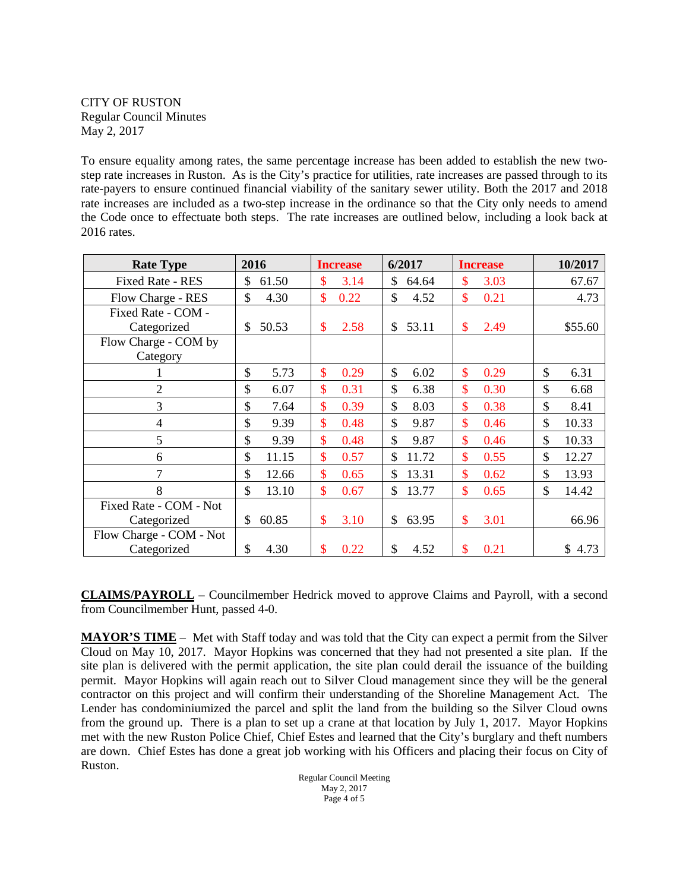CITY OF RUSTON
Regular Council Minutes
May 2, 2017

To ensure equality among rates, the same percentage increase has been added to establish the new two-step rate increases in Ruston. As is the City's practice for utilities, rate increases are passed through to its rate-payers to ensure continued financial viability of the sanitary sewer utility. Both the 2017 and 2018 rate increases are included as a two-step increase in the ordinance so that the City only needs to amend the Code once to effectuate both steps. The rate increases are outlined below, including a look back at 2016 rates.

| Rate Type | 2016 | Increase | 6/2017 | Increase | 10/2017 |
|---|---|---|---|---|---|
| Fixed Rate - RES | $ 61.50 | $ 3.14 | $ 64.64 | $ 3.03 | 67.67 |
| Flow Charge - RES | $ 4.30 | $ 0.22 | $ 4.52 | $ 0.21 | 4.73 |
| Fixed Rate - COM - Categorized | $ 50.53 | $ 2.58 | $ 53.11 | $ 2.49 | $55.60 |
| Flow Charge - COM by Category | | | | | |
| 1 | $ 5.73 | $ 0.29 | $ 6.02 | $ 0.29 | $ 6.31 |
| 2 | $ 6.07 | $ 0.31 | $ 6.38 | $ 0.30 | $ 6.68 |
| 3 | $ 7.64 | $ 0.39 | $ 8.03 | $ 0.38 | $ 8.41 |
| 4 | $ 9.39 | $ 0.48 | $ 9.87 | $ 0.46 | $ 10.33 |
| 5 | $ 9.39 | $ 0.48 | $ 9.87 | $ 0.46 | $ 10.33 |
| 6 | $ 11.15 | $ 0.57 | $ 11.72 | $ 0.55 | $ 12.27 |
| 7 | $ 12.66 | $ 0.65 | $ 13.31 | $ 0.62 | $ 13.93 |
| 8 | $ 13.10 | $ 0.67 | $ 13.77 | $ 0.65 | $ 14.42 |
| Fixed Rate - COM - Not Categorized | $ 60.85 | $ 3.10 | $ 63.95 | $ 3.01 | 66.96 |
| Flow Charge - COM - Not Categorized | $ 4.30 | $ 0.22 | $ 4.52 | $ 0.21 | $ 4.73 |

**CLAIMS/PAYROLL** – Councilmember Hedrick moved to approve Claims and Payroll, with a second from Councilmember Hunt, passed 4-0.

**MAYOR'S TIME** – Met with Staff today and was told that the City can expect a permit from the Silver Cloud on May 10, 2017. Mayor Hopkins was concerned that they had not presented a site plan. If the site plan is delivered with the permit application, the site plan could derail the issuance of the building permit. Mayor Hopkins will again reach out to Silver Cloud management since they will be the general contractor on this project and will confirm their understanding of the Shoreline Management Act. The Lender has condominiumized the parcel and split the land from the building so the Silver Cloud owns from the ground up. There is a plan to set up a crane at that location by July 1, 2017. Mayor Hopkins met with the new Ruston Police Chief, Chief Estes and learned that the City's burglary and theft numbers are down. Chief Estes has done a great job working with his Officers and placing their focus on City of Ruston.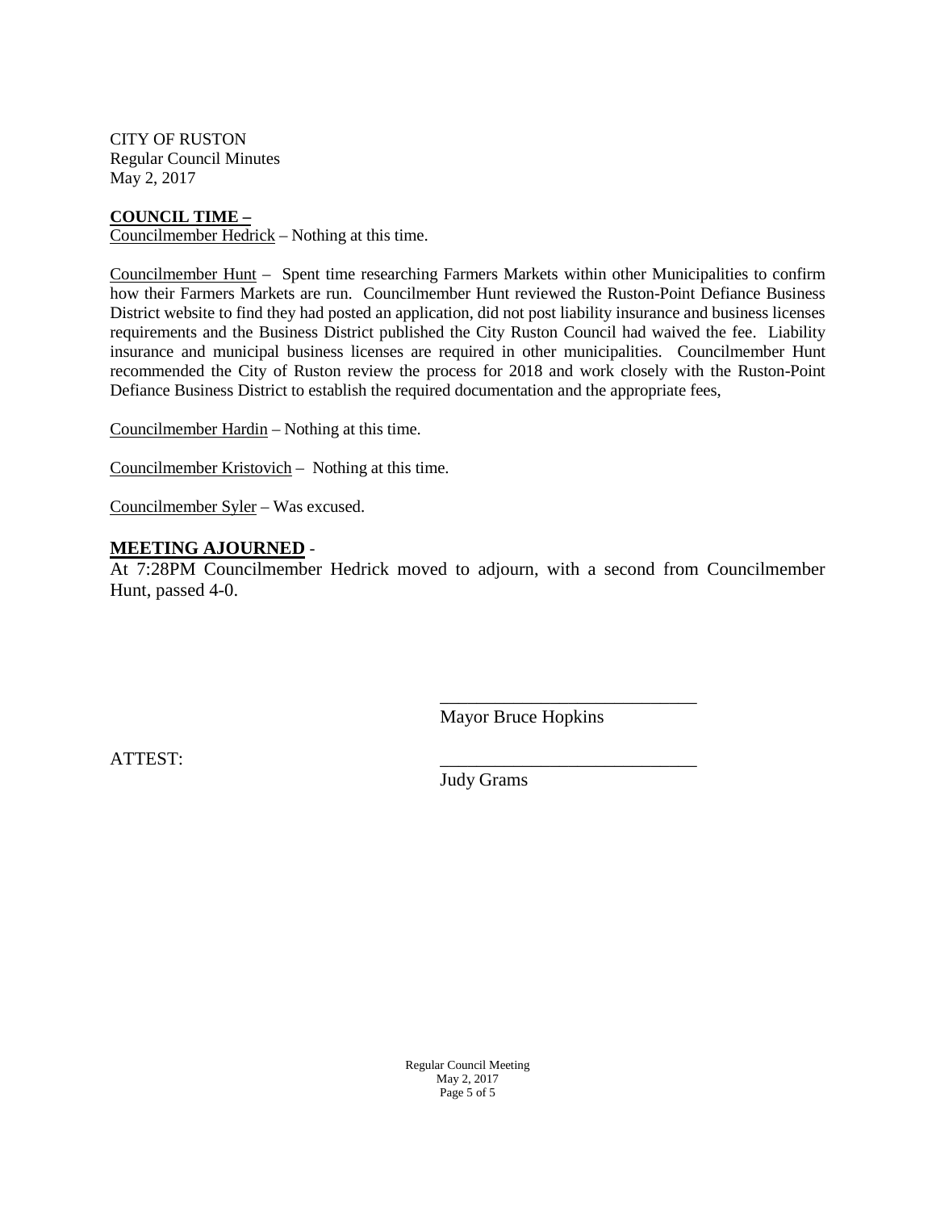CITY OF RUSTON
Regular Council Minutes
May 2, 2017

**COUNCIL TIME –**

Councilmember Hedrick – Nothing at this time.

Councilmember Hunt – Spent time researching Farmers Markets within other Municipalities to confirm how their Farmers Markets are run. Councilmember Hunt reviewed the Ruston-Point Defiance Business District website to find they had posted an application, did not post liability insurance and business licenses requirements and the Business District published the City Ruston Council had waived the fee. Liability insurance and municipal business licenses are required in other municipalities. Councilmember Hunt recommended the City of Ruston review the process for 2018 and work closely with the Ruston-Point Defiance Business District to establish the required documentation and the appropriate fees,

Councilmember Hardin – Nothing at this time.

Councilmember Kristovich – Nothing at this time.

Councilmember Syler – Was excused.

## MEETING AJOURNED -

At 7:28PM Councilmember Hedrick moved to adjourn, with a second from Councilmember Hunt, passed 4-0.

\_\_\_\_\_\_\_\_\_\_\_\_\_\_\_\_\_\_\_\_\_\_\_\_\_\_\_\_
Mayor Bruce Hopkins

ATTEST:

\_\_\_\_\_\_\_\_\_\_\_\_\_\_\_\_\_\_\_\_\_\_\_\_\_\_\_\_
Judy Grams